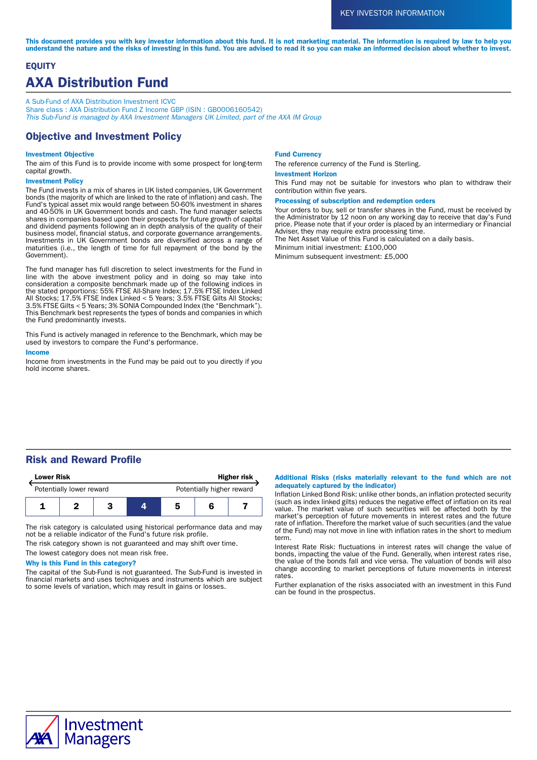KEY INVESTOR INFORMATION

**This document provides you with key investor information about this fund. It is not marketing material. The information is required by law to help you understand the nature and the risks of investing in this fund. You are advised to read it so you can make an informed decision about whether to invest.**

**EQUITY**

# AXA Distribution Fund

A Sub-Fund of AXA Distribution Investment ICVC
Share class : AXA Distribution Fund Z Income GBP (ISIN : GB0006160542)
*This Sub-Fund is managed by AXA Investment Managers UK Limited, part of the AXA IM Group*

## Objective and Investment Policy

### Investment Objective

The aim of this Fund is to provide income with some prospect for long-term capital growth.

### Investment Policy

The Fund invests in a mix of shares in UK listed companies, UK Government bonds (the majority of which are linked to the rate of inflation) and cash. The Fund's typical asset mix would range between 50-60% investment in shares and 40-50% in UK Government bonds and cash. The fund manager selects shares in companies based upon their prospects for future growth of capital and dividend payments following an in depth analysis of the quality of their business model, financial status, and corporate governance arrangements. Investments in UK Government bonds are diversified across a range of maturities (i.e., the length of time for full repayment of the bond by the Government).

The fund manager has full discretion to select investments for the Fund in line with the above investment policy and in doing so may take into consideration a composite benchmark made up of the following indices in the stated proportions: 55% FTSE All-Share Index; 17.5% FTSE Index Linked All Stocks; 17.5% FTSE Index Linked < 5 Years; 3.5% FTSE Gilts All Stocks; 3.5% FTSE Gilts < 5 Years; 3% SONIA Compounded Index (the "Benchmark"). This Benchmark best represents the types of bonds and companies in which the Fund predominantly invests.

This Fund is actively managed in reference to the Benchmark, which may be used by investors to compare the Fund's performance.

### Income

Income from investments in the Fund may be paid out to you directly if you hold income shares.

### Fund Currency

The reference currency of the Fund is Sterling.

### Investment Horizon

This Fund may not be suitable for investors who plan to withdraw their contribution within five years.

### Processing of subscription and redemption orders

Your orders to buy, sell or transfer shares in the Fund, must be received by the Administrator by 12 noon on any working day to receive that day's Fund price. Please note that if your order is placed by an intermediary or Financial Adviser, they may require extra processing time.

The Net Asset Value of this Fund is calculated on a daily basis.

Minimum initial investment: £100,000

Minimum subsequent investment: £5,000

## Risk and Reward Profile

| Lower Risk | | | | | | Higher risk |
|---|---|---|---|---|---|---|
| Potentially lower reward | | | | | | Potentially higher reward |
| 1 | 2 | 3 | **4** | 5 | 6 | 7 |

The risk category is calculated using historical performance data and may not be a reliable indicator of the Fund's future risk profile.

The risk category shown is not guaranteed and may shift over time.

The lowest category does not mean risk free.

### Why is this Fund in this category?

The capital of the Sub-Fund is not guaranteed. The Sub-Fund is invested in financial markets and uses techniques and instruments which are subject to some levels of variation, which may result in gains or losses.

### Additional Risks (risks materially relevant to the fund which are not adequately captured by the indicator)

Inflation Linked Bond Risk: unlike other bonds, an inflation protected security (such as index linked gilts) reduces the negative effect of inflation on its real value. The market value of such securities will be affected both by the market's perception of future movements in interest rates and the future rate of inflation. Therefore the market value of such securities (and the value of the Fund) may not move in line with inflation rates in the short to medium term.

Interest Rate Risk: fluctuations in interest rates will change the value of bonds, impacting the value of the Fund. Generally, when interest rates rise, the value of the bonds fall and vice versa. The valuation of bonds will also change according to market perceptions of future movements in interest rates.

Further explanation of the risks associated with an investment in this Fund can be found in the prospectus.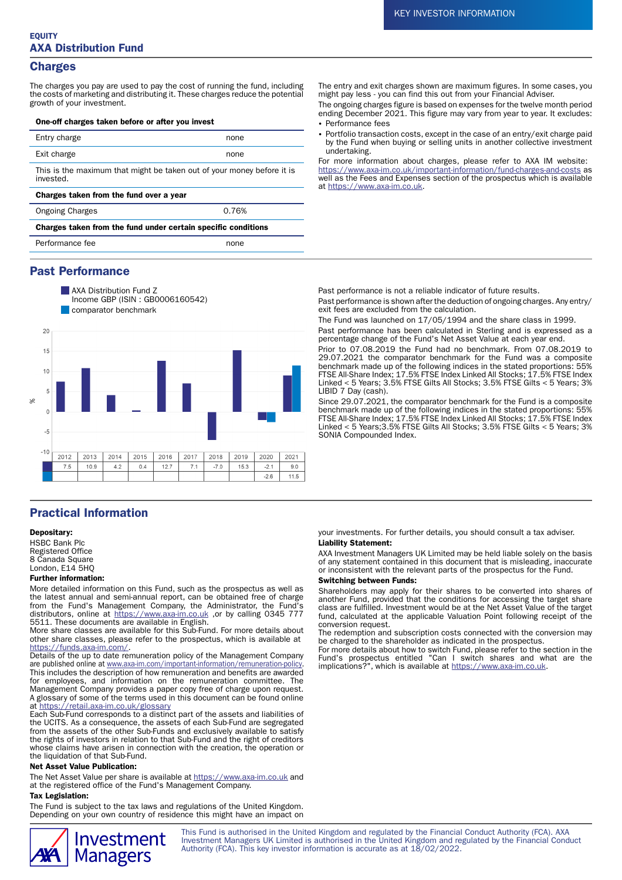KEY INVESTOR INFORMATION

**EQUITY**
## AXA Distribution Fund

## Charges

The charges you pay are used to pay the cost of running the fund, including the costs of marketing and distributing it. These charges reduce the potential growth of your investment.

| One-off charges taken before or after you invest | |
|---|---|
| Entry charge | none |
| Exit charge | none |
| This is the maximum that might be taken out of your money before it is invested. | |
| **Charges taken from the fund over a year** | |
| Ongoing Charges | 0.76% |
| **Charges taken from the fund under certain specific conditions** | |
| Performance fee | none |

The entry and exit charges shown are maximum figures. In some cases, you might pay less - you can find this out from your Financial Adviser.

The ongoing charges figure is based on expenses for the twelve month period ending December 2021. This figure may vary from year to year. It excludes:

- Performance fees
- Portfolio transaction costs, except in the case of an entry/exit charge paid by the Fund when buying or selling units in another collective investment undertaking.

For more information about charges, please refer to AXA IM website: https://www.axa-im.co.uk/important-information/fund-charges-and-costs as well as the Fees and Expenses section of the prospectus which is available at https://www.axa-im.co.uk.

## Past Performance

AXA Distribution Fund Z Income GBP (ISIN : GB0006160542)
comparator benchmark

%
20
15
10
5
0
-5
-10

2012 2013 2014 2015 2016 2017 2018 2019 2020 2021
7.5 10.9 4.2 0.4 12.7 7.1 -7.0 15.3 -2.1 9.0
-2.6 11.5

Past performance is not a reliable indicator of future results.

Past performance is shown after the deduction of ongoing charges. Any entry/exit fees are excluded from the calculation.

The Fund was launched on 17/05/1994 and the share class in 1999.

Past performance has been calculated in Sterling and is expressed as a percentage change of the Fund's Net Asset Value at each year end.

Prior to 07.08.2019 the Fund had no benchmark. From 07.08.2019 to 29.07.2021 the comparator benchmark for the Fund was a composite benchmark made up of the following indices in the stated proportions: 55% FTSE All-Share Index; 17.5% FTSE Index Linked All Stocks; 17.5% FTSE Index Linked < 5 Years; 3.5% FTSE Gilts All Stocks; 3.5% FTSE Gilts < 5 Years; 3% LIBID 7 Day (cash).

Since 29.07.2021, the comparator benchmark for the Fund is a composite benchmark made up of the following indices in the stated proportions: 55% FTSE All-Share Index; 17.5% FTSE Index Linked All Stocks; 17.5% FTSE Index Linked < 5 Years;3.5% FTSE Gilts All Stocks; 3.5% FTSE Gilts < 5 Years; 3% SONIA Compounded Index.

## Practical Information

**Depositary:**
HSBC Bank Plc
Registered Office
8 Canada Square
London, E14 5HQ

**Further information:**

More detailed information on this Fund, such as the prospectus as well as the latest annual and semi-annual report, can be obtained free of charge from the Fund's Management Company, the Administrator, the Fund's distributors, online at https://www.axa-im.co.uk ,or by calling 0345 777 5511. These documents are available in English.

More share classes are available for this Sub-Fund. For more details about other share classes, please refer to the prospectus, which is available at https://funds.axa-im.com/.

Details of the up to date remuneration policy of the Management Company are published online at www.axa-im.com/important-information/remuneration-policy. This includes the description of how remuneration and benefits are awarded for employees, and information on the remuneration committee. The Management Company provides a paper copy free of charge upon request.

A glossary of some of the terms used in this document can be found online at https://retail.axa-im.co.uk/glossary

Each Sub-Fund corresponds to a distinct part of the assets and liabilities of the UCITS. As a consequence, the assets of each Sub-Fund are segregated from the assets of the other Sub-Funds and exclusively available to satisfy the rights of investors in relation to that Sub-Fund and the right of creditors whose claims have arisen in connection with the creation, the operation or the liquidation of that Sub-Fund.

**Net Asset Value Publication:**

The Net Asset Value per share is available at https://www.axa-im.co.uk and at the registered office of the Fund's Management Company.

**Tax Legislation:**

The Fund is subject to the tax laws and regulations of the United Kingdom. Depending on your own country of residence this might have an impact on your investments. For further details, you should consult a tax adviser.

**Liability Statement:**

AXA Investment Managers UK Limited may be held liable solely on the basis of any statement contained in this document that is misleading, inaccurate or inconsistent with the relevant parts of the prospectus for the Fund.

**Switching between Funds:**

Shareholders may apply for their shares to be converted into shares of another Fund, provided that the conditions for accessing the target share class are fulfilled. Investment would be at the Net Asset Value of the target fund, calculated at the applicable Valuation Point following receipt of the conversion request.

The redemption and subscription costs connected with the conversion may be charged to the shareholder as indicated in the prospectus.

For more details about how to switch Fund, please refer to the section in the Fund's prospectus entitled "Can I switch shares and what are the implications?", which is available at https://www.axa-im.co.uk.

AXA Investment Managers

This Fund is authorised in the United Kingdom and regulated by the Financial Conduct Authority (FCA). AXA Investment Managers UK Limited is authorised in the United Kingdom and regulated by the Financial Conduct Authority (FCA). This key investor information is accurate as at 18/02/2022.